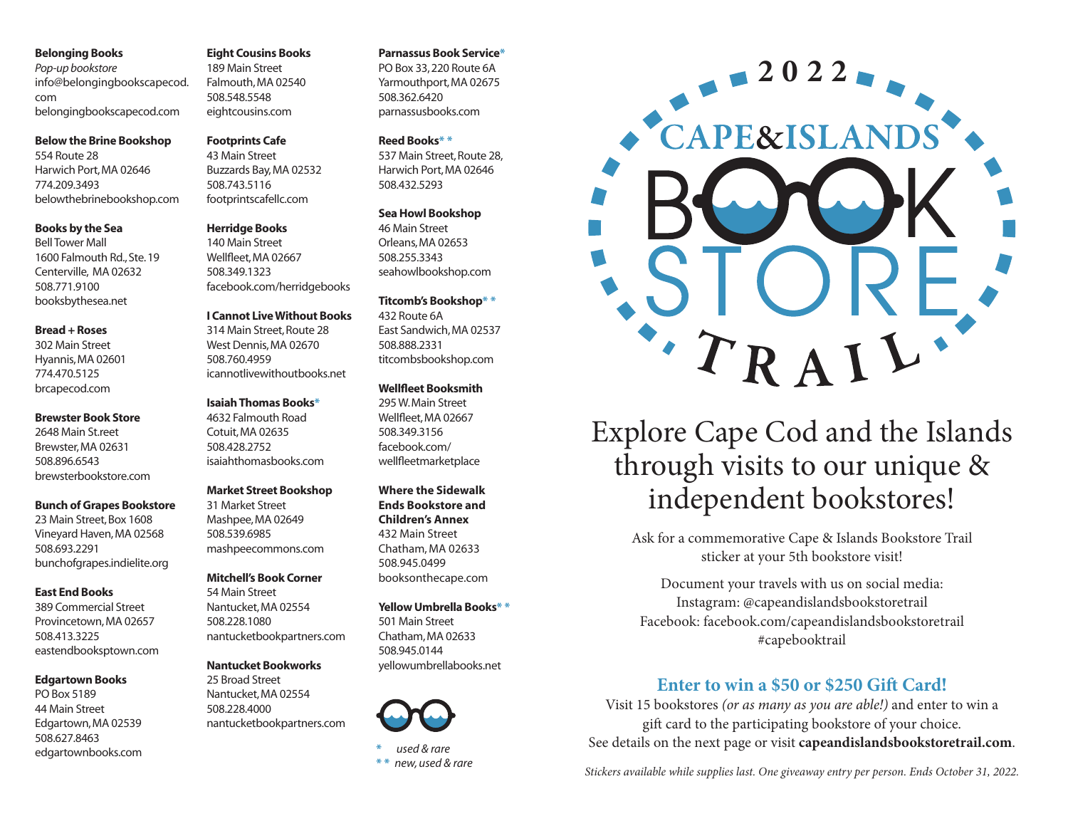**Belonging Books**
*Pop-up bookstore*
info@belongingbookscapecod.com
belongingbookscapecod.com

**Below the Brine Bookshop**
554 Route 28
Harwich Port, MA 02646
774.209.3493
belowthebrinebookshop.com

**Books by the Sea**
Bell Tower Mall
1600 Falmouth Rd., Ste. 19
Centerville, MA 02632
508.771.9100
booksbythesea.net

**Bread + Roses**
302 Main Street
Hyannis, MA 02601
774.470.5125
brcapecod.com

**Brewster Book Store**
2648 Main St.reet
Brewster, MA 02631
508.896.6543
brewsterbookstore.com

**Bunch of Grapes Bookstore**
23 Main Street, Box 1608
Vineyard Haven, MA 02568
508.693.2291
bunchofgrapes.indielite.org

**East End Books**
389 Commercial Street
Provincetown, MA 02657
508.413.3225
eastendbooksptown.com

**Edgartown Books**
PO Box 5189
44 Main Street
Edgartown, MA 02539
508.627.8463
edgartownbooks.com

**Eight Cousins Books**
189 Main Street
Falmouth, MA 02540
508.548.5548
eightcousins.com

**Footprints Cafe**
43 Main Street
Buzzards Bay, MA 02532
508.743.5116
footprintscafellc.com

**Herridge Books**
140 Main Street
Wellfleet, MA 02667
508.349.1323
facebook.com/herridgebooks

**I Cannot Live Without Books**
314 Main Street, Route 28
West Dennis, MA 02670
508.760.4959
icannotlivewithoutbooks.net

**Isaiah Thomas Books***
4632 Falmouth Road
Cotuit, MA 02635
508.428.2752
isaiahthomasbooks.com

**Market Street Bookshop**
31 Market Street
Mashpee, MA 02649
508.539.6985
mashpeecommons.com

**Mitchell's Book Corner**
54 Main Street
Nantucket, MA 02554
508.228.1080
nantucketbookpartners.com

**Nantucket Bookworks**
25 Broad Street
Nantucket, MA 02554
508.228.4000
nantucketbookpartners.com

**Parnassus Book Service***
PO Box 33, 220 Route 6A
Yarmouthport, MA 02675
508.362.6420
parnassusbooks.com

**Reed Books** * *
537 Main Street, Route 28,
Harwich Port, MA 02646
508.432.5293

**Sea Howl Bookshop**
46 Main Street
Orleans, MA 02653
508.255.3343
seahowlbookshop.com

**Titcomb's Bookshop** * *
432 Route 6A
East Sandwich, MA 02537
508.888.2331
titcombsbookshop.com

**Wellfleet Booksmith**
295 W. Main Street
Wellfleet, MA 02667
508.349.3156
facebook.com/wellfleetmarketplace

**Where the Sidewalk Ends Bookstore and Children's Annex**
432 Main Street
Chatham, MA 02633
508.945.0499
booksonthecape.com

**Yellow Umbrella Books** * *
501 Main Street
Chatham, MA 02633
508.945.0144
yellowumbrellabooks.net

\* *used & rare*
\* \* *new, used & rare*

# 2022 CAPE & ISLANDS BOOK STORE TRAIL

## Explore Cape Cod and the Islands through visits to our unique & independent bookstores!

Ask for a commemorative Cape & Islands Bookstore Trail sticker at your 5th bookstore visit!

Document your travels with us on social media:
Instagram: @capeandislandsbookstoretrail
Facebook: facebook.com/capeandislandsbookstoretrail
#capebooktrail

### Enter to win a $50 or $250 Gift Card!

Visit 15 bookstores *(or as many as you are able!)* and enter to win a gift card to the participating bookstore of your choice.
See details on the next page or visit **capeandislandsbookstoretrail.com**.

*Stickers available while supplies last. One giveaway entry per person. Ends October 31, 2022.*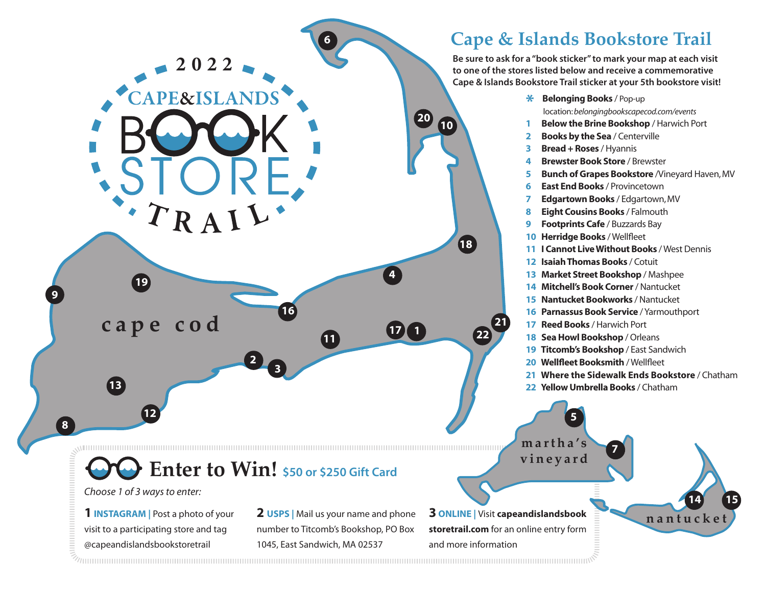# Cape & Islands Bookstore Trail

**Be sure to ask for a "book sticker" to mark your map at each visit to one of the stores listed below and receive a commemorative Cape & Islands Bookstore Trail sticker at your 5th bookstore visit!**

- ✱ **Belonging Books** / Pop-up location: *belongingbookscapecod.com/events*
- 1 **Below the Brine Bookshop** / Harwich Port
- 2 **Books by the Sea** / Centerville
- 3 **Bread + Roses** / Hyannis
- 4 **Brewster Book Store** / Brewster
- 5 **Bunch of Grapes Bookstore** /Vineyard Haven, MV
- 6 **East End Books** / Provincetown
- 7 **Edgartown Books** / Edgartown, MV
- 8 **Eight Cousins Books** / Falmouth
- 9 **Footprints Cafe** / Buzzards Bay
- 10 **Herridge Books** / Wellfleet
- 11 **I Cannot Live Without Books** / West Dennis
- 12 **Isaiah Thomas Books** / Cotuit
- 13 **Market Street Bookshop** / Mashpee
- 14 **Mitchell's Book Corner** / Nantucket
- 15 **Nantucket Bookworks** / Nantucket
- 16 **Parnassus Book Service** / Yarmouthport
- 17 **Reed Books** / Harwich Port
- 18 **Sea Howl Bookshop** / Orleans
- 19 **Titcomb's Bookshop** / East Sandwich
- 20 **Wellfleet Booksmith** / Wellfleet
- 21 **Where the Sidewalk Ends Bookstore** / Chatham
- 22 **Yellow Umbrella Books** / Chatham

2022
CAPE&ISLANDS
BOOK
STORE
TRAIL

cape cod
martha's vineyard
nantucket

6
20
10
18
4
19
9
16
11
17
1
21
22
2
3
13
12
8
5
7
14
15

## Enter to Win! $50 or $250 Gift Card

*Choose 1 of 3 ways to enter:*

**1 INSTAGRAM** | Post a photo of your visit to a participating store and tag @capeandislandsbookstoretrail

**2 USPS** | Mail us your name and phone number to Titcomb's Bookshop, PO Box 1045, East Sandwich, MA 02537

**3 ONLINE** | Visit **capeandislandsbookstoretrail.com** for an online entry form and more information